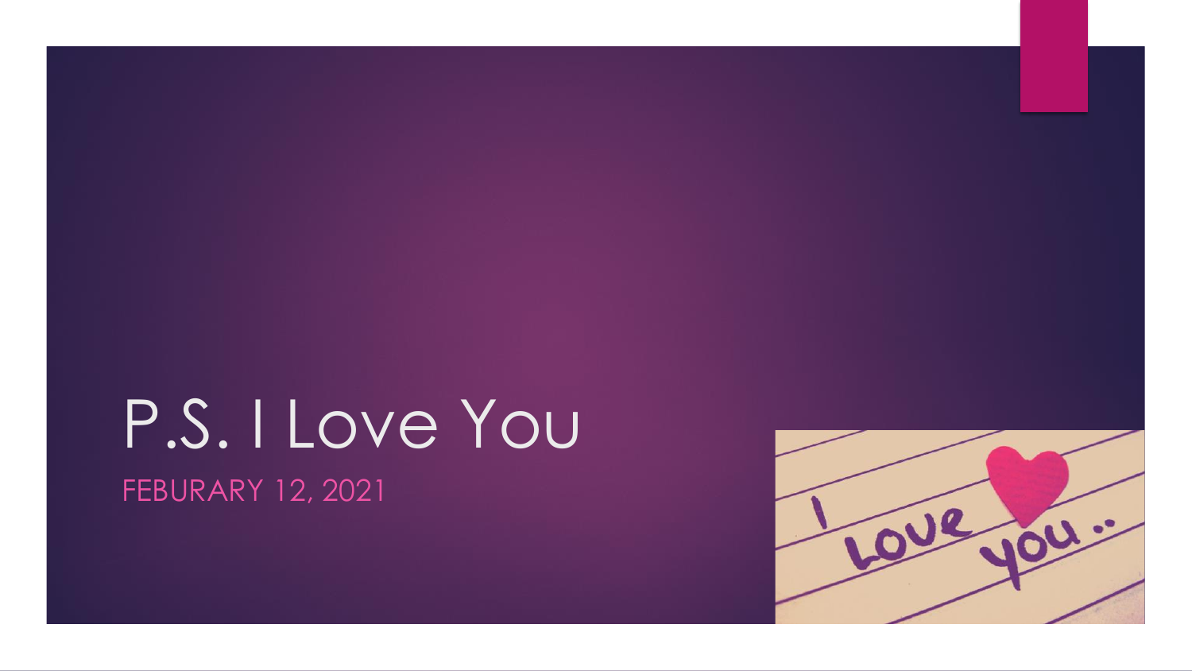# P.S. I Love You

FEBURARY 12, 2021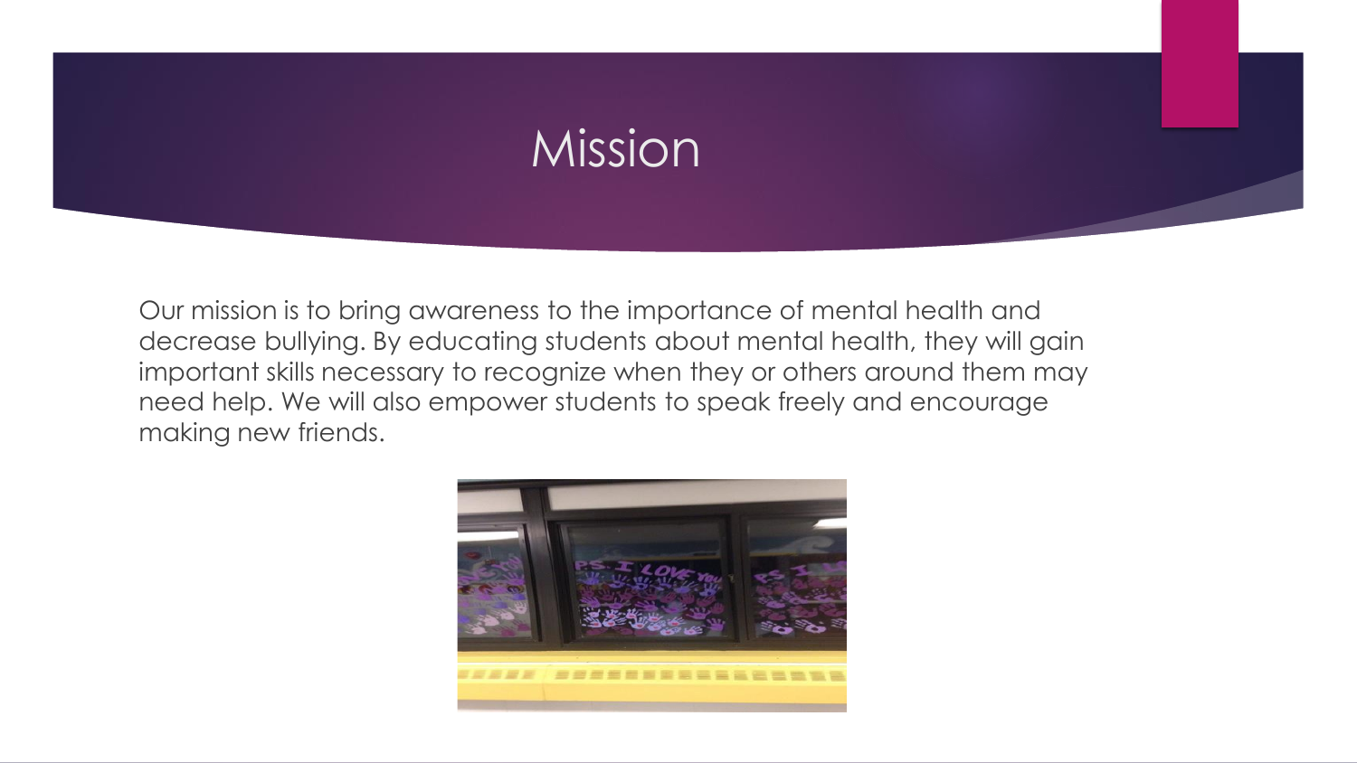# Mission

Our mission is to bring awareness to the importance of mental health and decrease bullying. By educating students about mental health, they will gain important skills necessary to recognize when they or others around them may need help. We will also empower students to speak freely and encourage making new friends.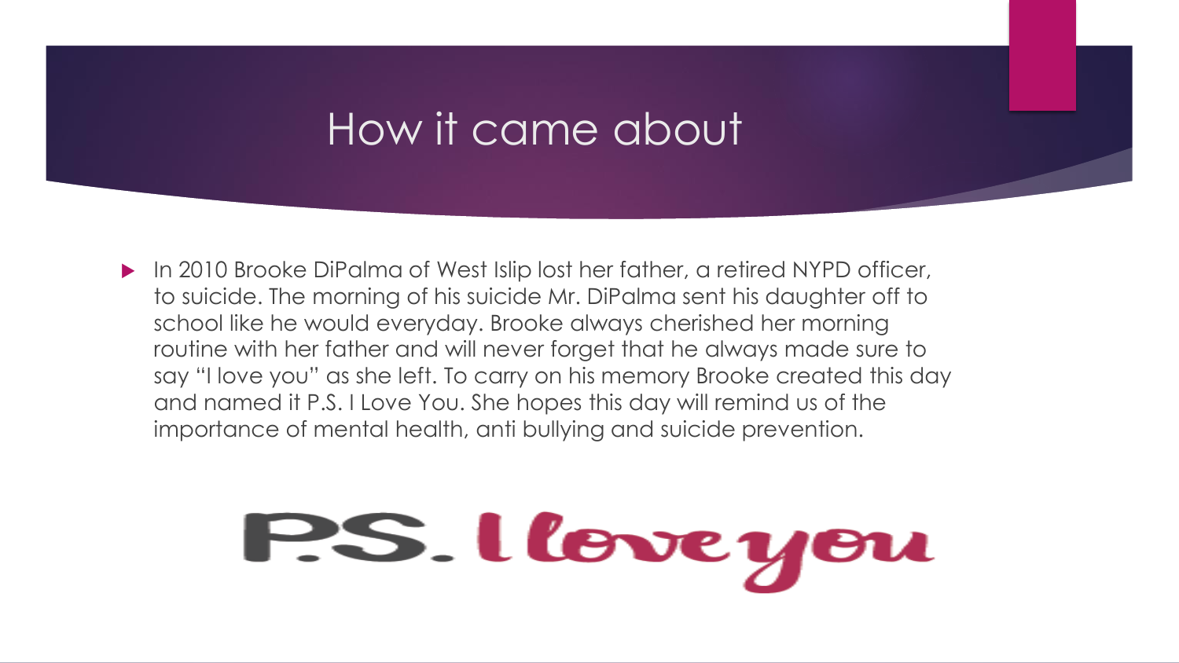# How it came about

- In 2010 Brooke DiPalma of West Islip lost her father, a retired NYPD officer, to suicide. The morning of his suicide Mr. DiPalma sent his daughter off to school like he would everyday. Brooke always cherished her morning routine with her father and will never forget that he always made sure to say "I love you" as she left. To carry on his memory Brooke created this day and named it P.S. I Love You. She hopes this day will remind us of the importance of mental health, anti bullying and suicide prevention.

P.S. I love you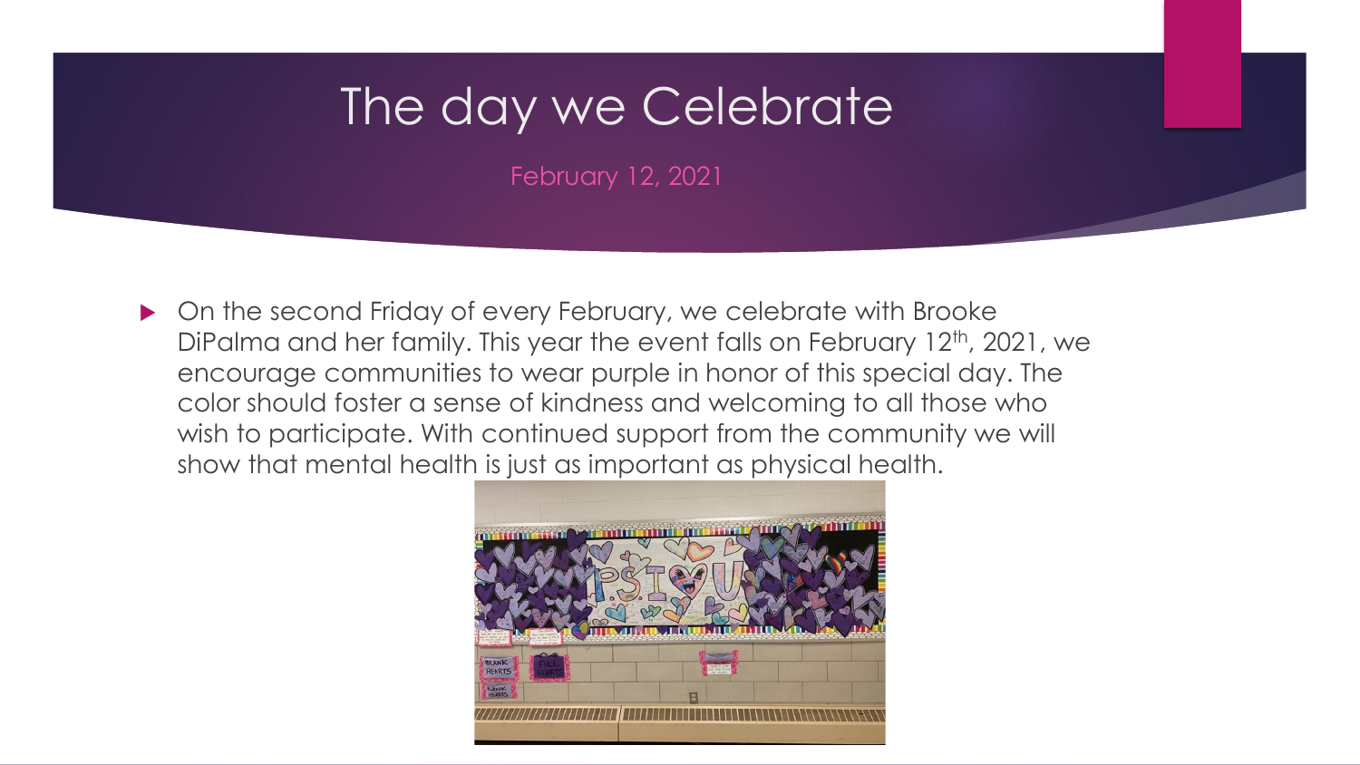# The day we Celebrate

February 12, 2021

- On the second Friday of every February, we celebrate with Brooke DiPalma and her family. This year the event falls on February 12th, 2021, we encourage communities to wear purple in honor of this special day. The color should foster a sense of kindness and welcoming to all those who wish to participate. With continued support from the community we will show that mental health is just as important as physical health.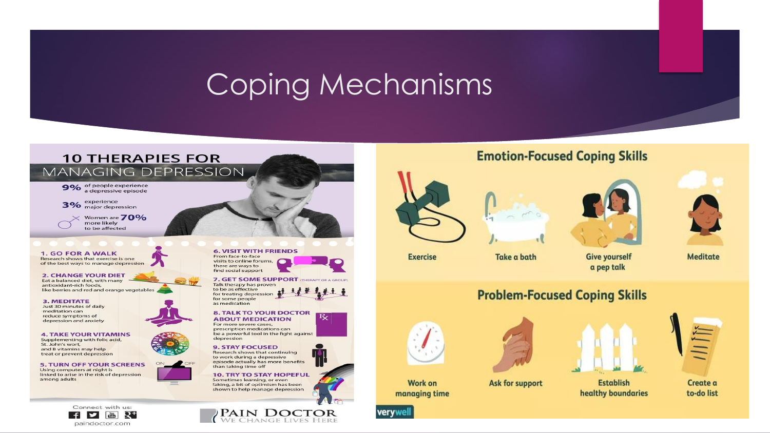# Coping Mechanisms

## 10 THERAPIES FOR MANAGING DEPRESSION

**9%** of people experience a depressive episode

**3%** experience major depression

Women are **70%** more likely to be affected

**1. GO FOR A WALK**
Research shows that exercise is one of the best ways to manage depression

**2. CHANGE YOUR DIET**
Eat a balanced diet, with many antioxidant-rich foods, like berries and red and orange vegetables

**3. MEDITATE**
Just 30 minutes of daily meditation can reduce symptoms of depression and anxiety

**4. TAKE YOUR VITAMINS**
Supplementing with folic acid, St. John's wort, and B vitamins may help treat or prevent depression

**5. TURN OFF YOUR SCREENS**
Using computers at night is linked to arise in the risk of depression among adults

ON OFF

**6. VISIT WITH FRIENDS**
From face-to-face visits to online forums, there are ways to find social support

**7. GET SOME SUPPORT** (THERAPY OR A GROUP)
Talk therapy has proven to be as effective for treating depression for some people as medication

**8. TALK TO YOUR DOCTOR ABOUT MEDICATION**
For more severe cases, prescription medications can be a powerful tool in the fight against depression

Rx

**9. STAY FOCUSED**
Research shows that continuing to work during a depressive episode actually has more benefits than taking time off

**10. TRY TO STAY HOPEFUL**
Sometimes learning, or even faking, a bit of optimism has been shown to help manage depression

Connect with us:

paindoctor.com

PAIN DOCTOR
WE CHANGE LIVES HERE

## Emotion-Focused Coping Skills

- Exercise
- Take a bath
- Give yourself a pep talk
- Meditate

## Problem-Focused Coping Skills

- Work on managing time
- Ask for support
- Establish healthy boundaries
- Create a to-do list

verywell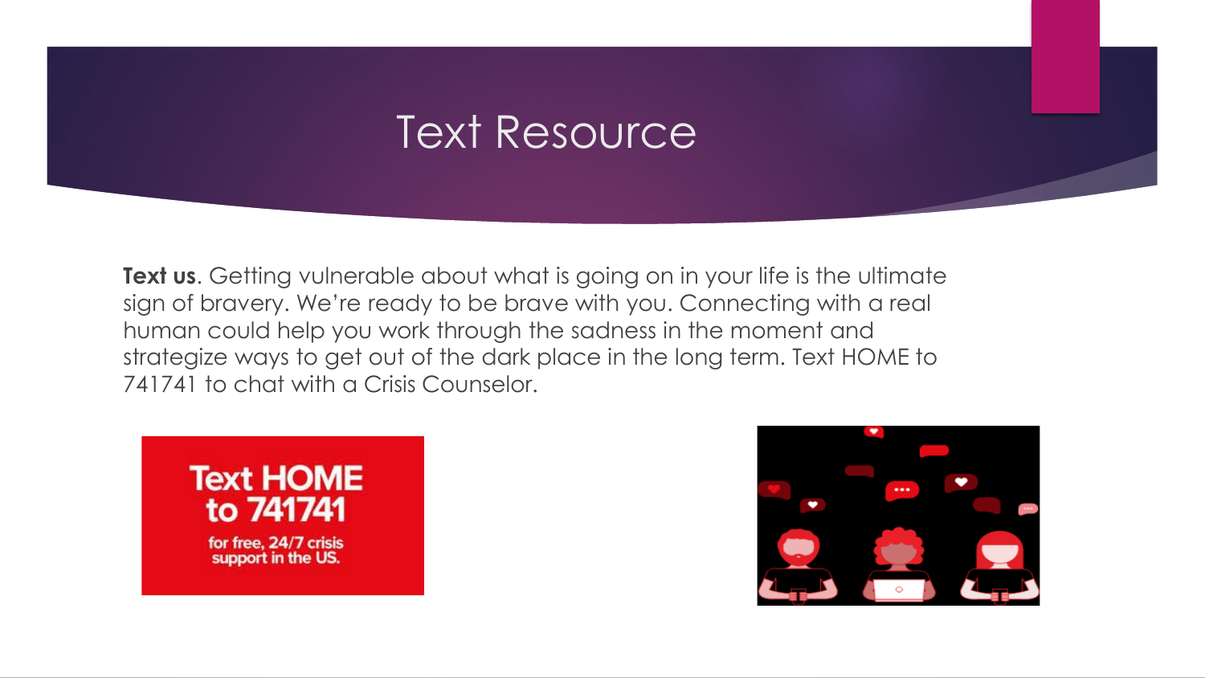# Text Resource

**Text us**. Getting vulnerable about what is going on in your life is the ultimate sign of bravery. We're ready to be brave with you. Connecting with a real human could help you work through the sadness in the moment and strategize ways to get out of the dark place in the long term. Text HOME to 741741 to chat with a Crisis Counselor.

Text HOME to 741741

for free, 24/7 crisis support in the US.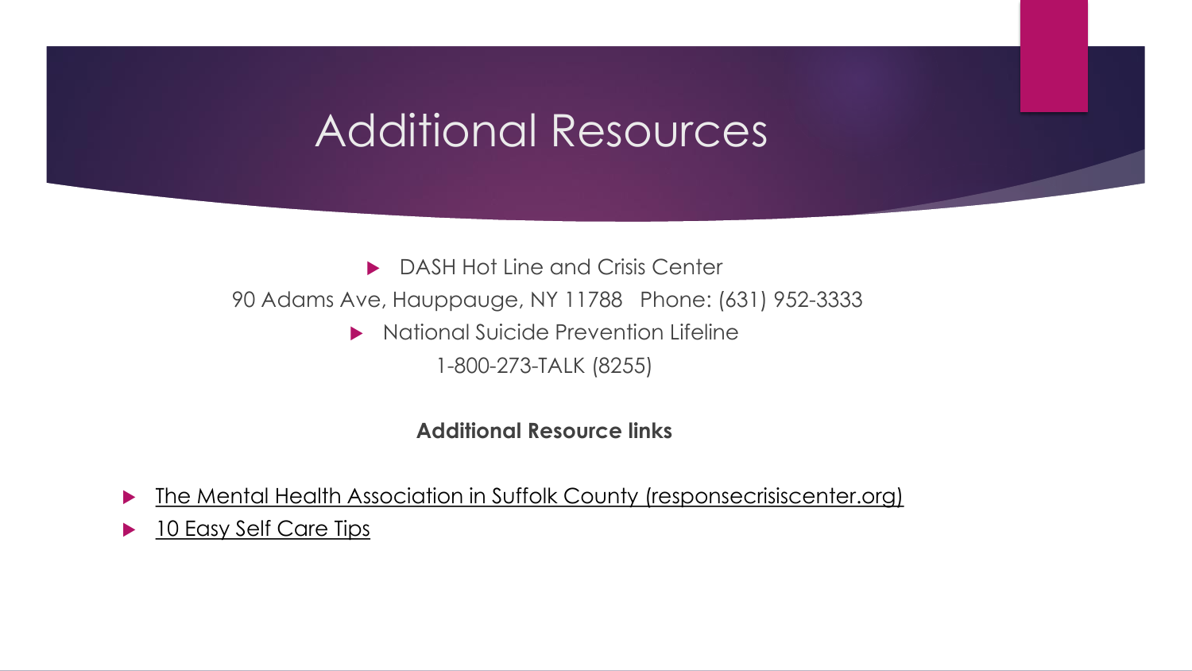# Additional Resources

- DASH Hot Line and Crisis Center

90 Adams Ave, Hauppauge, NY 11788   Phone: (631) 952-3333

- National Suicide Prevention Lifeline

1-800-273-TALK (8255)

**Additional Resource links**

- The Mental Health Association in Suffolk County (responsecrisiscenter.org)
- 10 Easy Self Care Tips